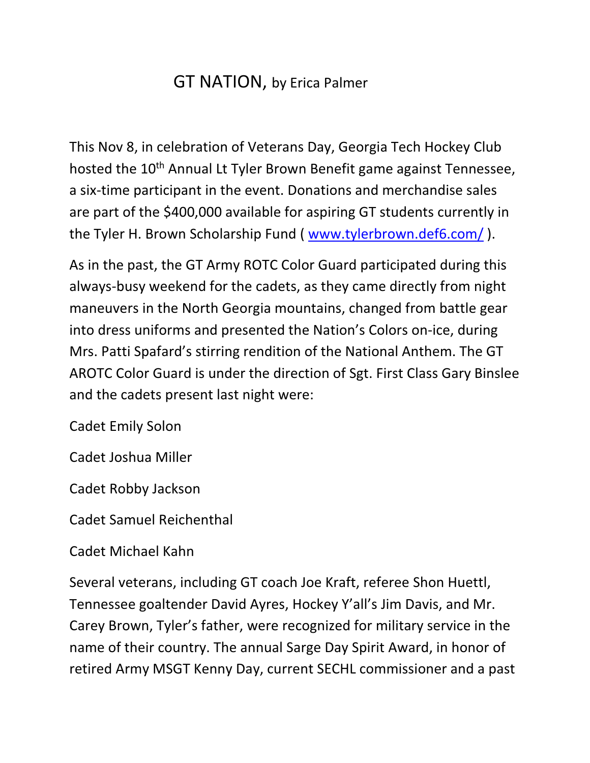# GT NATION, by Erica Palmer

This Nov 8, in celebration of Veterans Day, Georgia Tech Hockey Club hosted the 10th Annual Lt Tyler Brown Benefit game against Tennessee, a six-time participant in the event. Donations and merchandise sales are part of the $400,000 available for aspiring GT students currently in the Tyler H. Brown Scholarship Fund ( [www.tylerbrown.def6.com/](www.tylerbrown.def6.com/) ).

As in the past, the GT Army ROTC Color Guard participated during this always-busy weekend for the cadets, as they came directly from night maneuvers in the North Georgia mountains, changed from battle gear into dress uniforms and presented the Nation's Colors on-ice, during Mrs. Patti Spafard's stirring rendition of the National Anthem. The GT AROTC Color Guard is under the direction of Sgt. First Class Gary Binslee and the cadets present last night were:

Cadet Emily Solon

Cadet Joshua Miller

Cadet Robby Jackson

Cadet Samuel Reichenthal

Cadet Michael Kahn

Several veterans, including GT coach Joe Kraft, referee Shon Huettl, Tennessee goaltender David Ayres, Hockey Y'all's Jim Davis, and Mr. Carey Brown, Tyler's father, were recognized for military service in the name of their country. The annual Sarge Day Spirit Award, in honor of retired Army MSGT Kenny Day, current SECHL commissioner and a past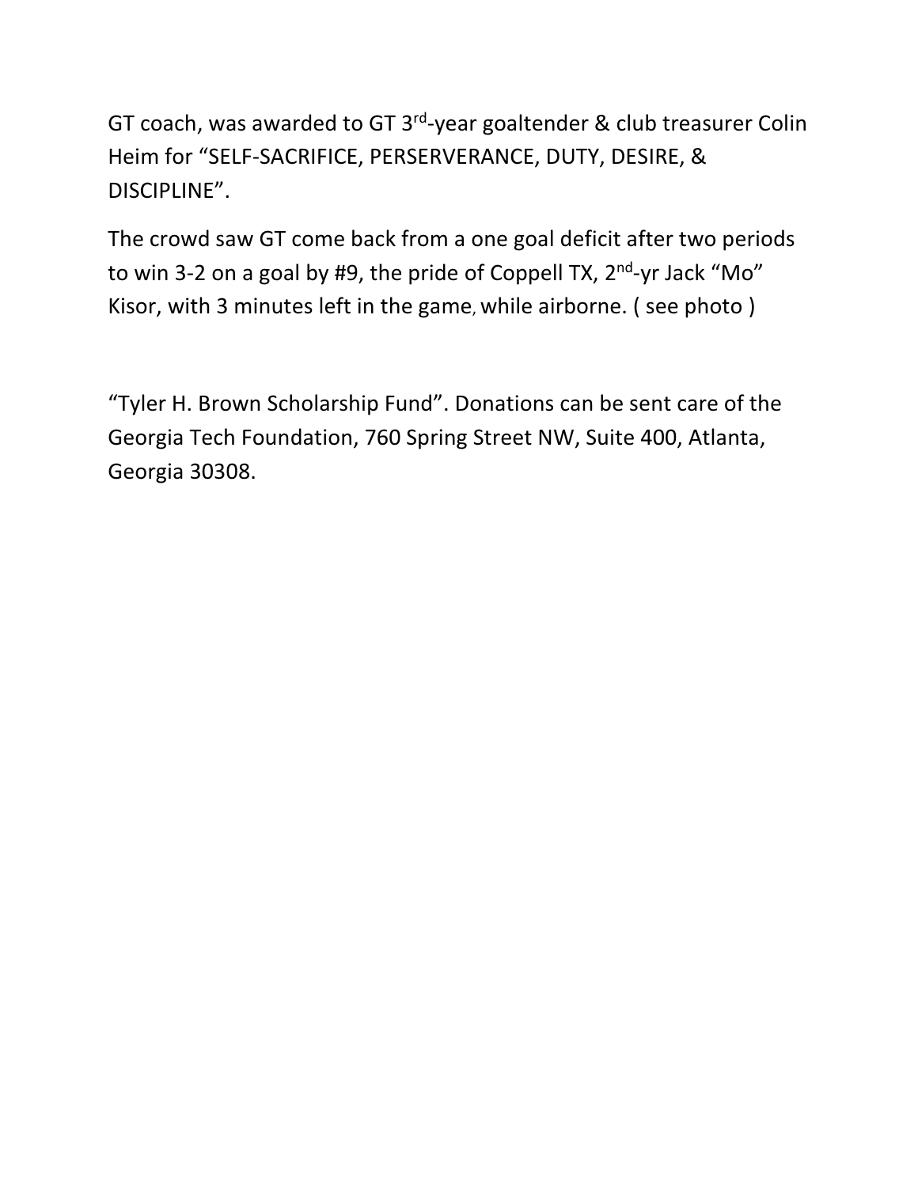GT coach, was awarded to GT 3rd-year goaltender & club treasurer Colin Heim for “SELF-SACRIFICE, PERSERVERANCE, DUTY, DESIRE, & DISCIPLINE”.

The crowd saw GT come back from a one goal deficit after two periods to win 3-2 on a goal by #9, the pride of Coppell TX, 2nd-yr Jack “Mo” Kisor, with 3 minutes left in the game, while airborne. ( see photo )

“Tyler H. Brown Scholarship Fund”. Donations can be sent care of the Georgia Tech Foundation, 760 Spring Street NW, Suite 400, Atlanta, Georgia 30308.